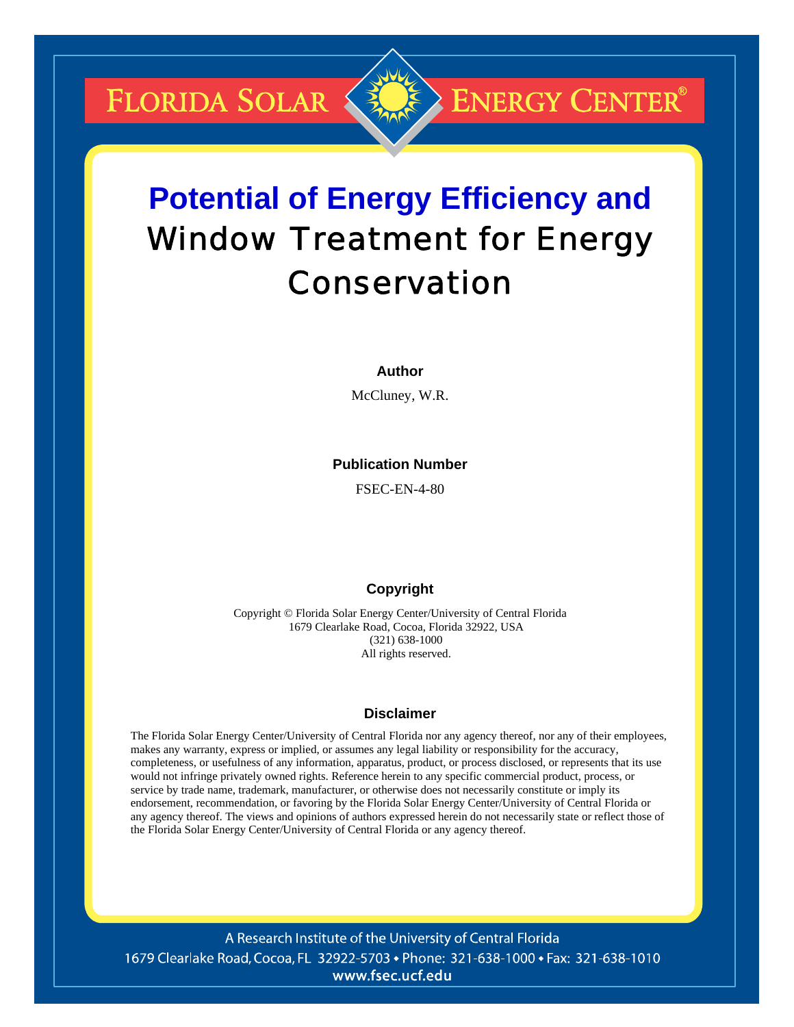# Florida Solar Energy Center®

# Potential of Energy Efficiency and Window Treatment for Energy Conservation

**Author**

McCluney, W.R.

**Publication Number**

FSEC-EN-4-80

**Copyright**

Copyright © Florida Solar Energy Center/University of Central Florida
1679 Clearlake Road, Cocoa, Florida 32922, USA
(321) 638-1000
All rights reserved.

**Disclaimer**

The Florida Solar Energy Center/University of Central Florida nor any agency thereof, nor any of their employees, makes any warranty, express or implied, or assumes any legal liability or responsibility for the accuracy, completeness, or usefulness of any information, apparatus, product, or process disclosed, or represents that its use would not infringe privately owned rights. Reference herein to any specific commercial product, process, or service by trade name, trademark, manufacturer, or otherwise does not necessarily constitute or imply its endorsement, recommendation, or favoring by the Florida Solar Energy Center/University of Central Florida or any agency thereof. The views and opinions of authors expressed herein do not necessarily state or reflect those of the Florida Solar Energy Center/University of Central Florida or any agency thereof.

A Research Institute of the University of Central Florida
1679 Clearlake Road, Cocoa, FL 32922-5703 • Phone: 321-638-1000 • Fax: 321-638-1010
www.fsec.ucf.edu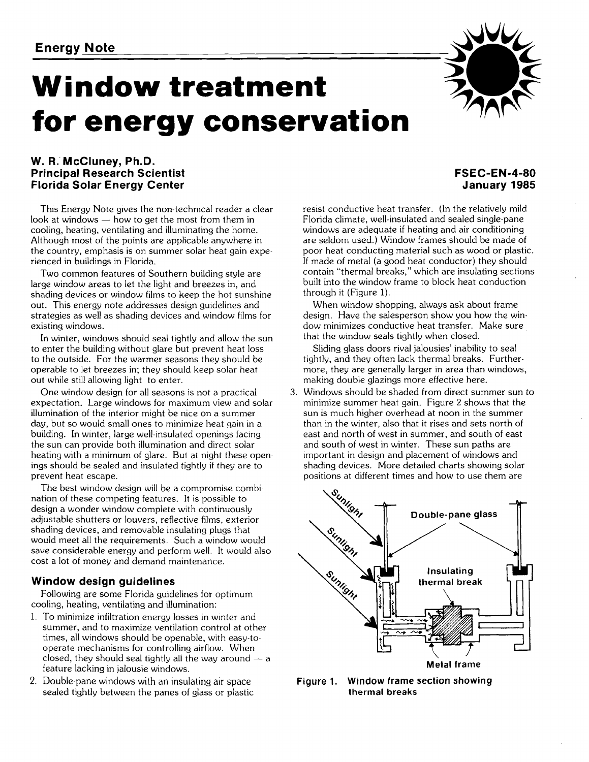**Energy Note**

# Window treatment for energy conservation

**W. R. McCluney, Ph.D.**
**Principal Research Scientist**
**Florida Solar Energy Center**

**FSEC-EN-4-80**
**January 1985**

This Energy Note gives the non-technical reader a clear look at windows — how to get the most from them in cooling, heating, ventilating and illuminating the home. Although most of the points are applicable anywhere in the country, emphasis is on summer solar heat gain experienced in buildings in Florida.

Two common features of Southern building style are large window areas to let the light and breezes in, and shading devices or window films to keep the hot sunshine out. This energy note addresses design guidelines and strategies as well as shading devices and window films for existing windows.

In winter, windows should seal tightly and allow the sun to enter the building without glare but prevent heat loss to the outside. For the warmer seasons they should be operable to let breezes in; they should keep solar heat out while still allowing light to enter.

One window design for all seasons is not a practical expectation. Large windows for maximum view and solar illumination of the interior might be nice on a summer day, but so would small ones to minimize heat gain in a building. In winter, large well-insulated openings facing the sun can provide both illumination and direct solar heating with a minimum of glare. But at night these openings should be sealed and insulated tightly if they are to prevent heat escape.

The best window design will be a compromise combination of these competing features. It is possible to design a wonder window complete with continuously adjustable shutters or louvers, reflective films, exterior shading devices, and removable insulating plugs that would meet all the requirements. Such a window would save considerable energy and perform well. It would also cost a lot of money and demand maintenance.

### Window design guidelines

Following are some Florida guidelines for optimum cooling, heating, ventilating and illumination:

1. To minimize infiltration energy losses in winter and summer, and to maximize ventilation control at other times, all windows should be openable, with easy-to-operate mechanisms for controlling airflow. When closed, they should seal tightly all the way around — a feature lacking in jalousie windows.
2. Double-pane windows with an insulating air space sealed tightly between the panes of glass or plastic resist conductive heat transfer. (In the relatively mild Florida climate, well-insulated and sealed single-pane windows are adequate if heating and air conditioning are seldom used.) Window frames should be made of poor heat conducting material such as wood or plastic. If made of metal (a good heat conductor) they should contain "thermal breaks," which are insulating sections built into the window frame to block heat conduction through it (Figure 1).

   When window shopping, always ask about frame design. Have the salesperson show you how the window minimizes conductive heat transfer. Make sure that the window seals tightly when closed.

   Sliding glass doors rival jalousies' inability to seal tightly, and they often lack thermal breaks. Furthermore, they are generally larger in area than windows, making double glazings more effective here.
3. Windows should be shaded from direct summer sun to minimize summer heat gain. Figure 2 shows that the sun is much higher overhead at noon in the summer than in the winter, also that it rises and sets north of east and north of west in summer, and south of east and south of west in winter. These sun paths are important in design and placement of windows and shading devices. More detailed charts showing solar positions at different times and how to use them are

**Figure 1. Window frame section showing thermal breaks**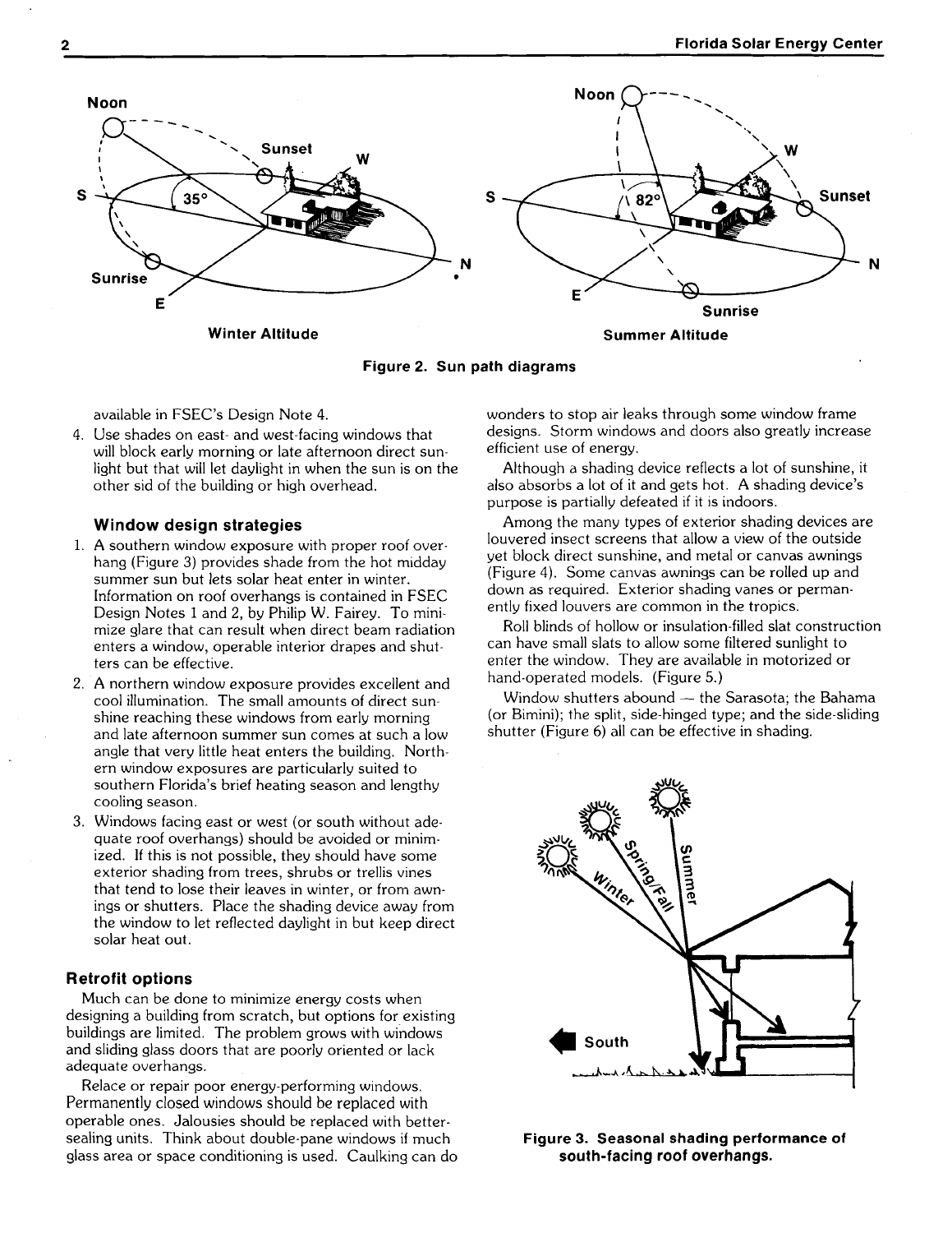Figure 2. Sun path diagrams

available in FSEC's Design Note 4.

4. Use shades on east- and west-facing windows that will block early morning or late afternoon direct sunlight but that will let daylight in when the sun is on the other sid of the building or high overhead.

### Window design strategies

1. A southern window exposure with proper roof overhang (Figure 3) provides shade from the hot midday summer sun but lets solar heat enter in winter. Information on roof overhangs is contained in FSEC Design Notes 1 and 2, by Philip W. Fairey. To minimize glare that can result when direct beam radiation enters a window, operable interior drapes and shutters can be effective.
2. A northern window exposure provides excellent and cool illumination. The small amounts of direct sunshine reaching these windows from early morning and late afternoon summer sun comes at such a low angle that very little heat enters the building. Northern window exposures are particularly suited to southern Florida's brief heating season and lengthy cooling season.
3. Windows facing east or west (or south without adequate roof overhangs) should be avoided or minimized. If this is not possible, they should have some exterior shading from trees, shrubs or trellis vines that tend to lose their leaves in winter, or from awnings or shutters. Place the shading device away from the window to let reflected daylight in but keep direct solar heat out.

## Retrofit options

Much can be done to minimize energy costs when designing a building from scratch, but options for existing buildings are limited. The problem grows with windows and sliding glass doors that are poorly oriented or lack adequate overhangs.

Relace or repair poor energy-performing windows. Permanently closed windows should be replaced with operable ones. Jalousies should be replaced with better-sealing units. Think about double-pane windows if much glass area or space conditioning is used. Caulking can do wonders to stop air leaks through some window frame designs. Storm windows and doors also greatly increase efficient use of energy.

Although a shading device reflects a lot of sunshine, it also absorbs a lot of it and gets hot. A shading device's purpose is partially defeated if it is indoors.

Among the many types of exterior shading devices are louvered insect screens that allow a view of the outside yet block direct sunshine, and metal or canvas awnings (Figure 4). Some canvas awnings can be rolled up and down as required. Exterior shading vanes or permanently fixed louvers are common in the tropics.

Roll blinds of hollow or insulation-filled slat construction can have small slats to allow some filtered sunlight to enter the window. They are available in motorized or hand-operated models. (Figure 5.)

Window shutters abound — the Sarasota; the Bahama (or Bimini); the split, side-hinged type; and the side-sliding shutter (Figure 6) all can be effective in shading.

Figure 3. Seasonal shading performance of south-facing roof overhangs.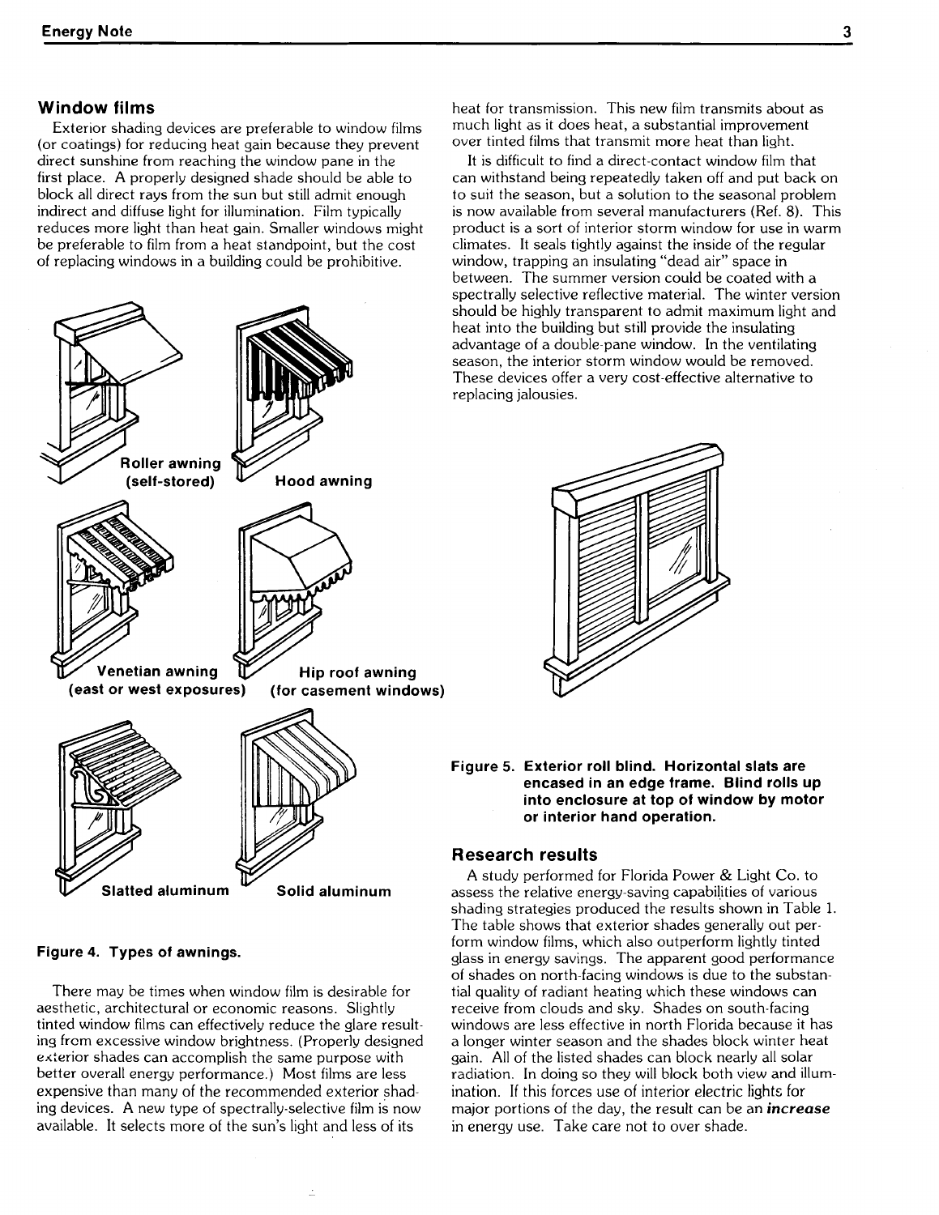## Window films

Exterior shading devices are preferable to window films (or coatings) for reducing heat gain because they prevent direct sunshine from reaching the window pane in the first place. A properly designed shade should be able to block all direct rays from the sun but still admit enough indirect and diffuse light for illumination. Film typically reduces more light than heat gain. Smaller windows might be preferable to film from a heat standpoint, but the cost of replacing windows in a building could be prohibitive.

Roller awning (self-stored)

Hood awning

Venetian awning (east or west exposures)

Hip roof awning (for casement windows)

Slatted aluminum

Solid aluminum

**Figure 4. Types of awnings.**

There may be times when window film is desirable for aesthetic, architectural or economic reasons. Slightly tinted window films can effectively reduce the glare resulting from excessive window brightness. (Properly designed exterior shades can accomplish the same purpose with better overall energy performance.) Most films are less expensive than many of the recommended exterior shading devices. A new type of spectrally-selective film is now available. It selects more of the sun's light and less of its heat for transmission. This new film transmits about as much light as it does heat, a substantial improvement over tinted films that transmit more heat than light.

It is difficult to find a direct-contact window film that can withstand being repeatedly taken off and put back on to suit the season, but a solution to the seasonal problem is now available from several manufacturers (Ref. 8). This product is a sort of interior storm window for use in warm climates. It seals tightly against the inside of the regular window, trapping an insulating "dead air" space in between. The summer version could be coated with a spectrally selective reflective material. The winter version should be highly transparent to admit maximum light and heat into the building but still provide the insulating advantage of a double-pane window. In the ventilating season, the interior storm window would be removed. These devices offer a very cost-effective alternative to replacing jalousies.

**Figure 5. Exterior roll blind. Horizontal slats are encased in an edge frame. Blind rolls up into enclosure at top of window by motor or interior hand operation.**

## Research results

A study performed for Florida Power & Light Co. to assess the relative energy-saving capabilities of various shading strategies produced the results shown in Table 1. The table shows that exterior shades generally out perform window films, which also outperform lightly tinted glass in energy savings. The apparent good performance of shades on north-facing windows is due to the substantial quality of radiant heating which these windows can receive from clouds and sky. Shades on south-facing windows are less effective in north Florida because it has a longer winter season and the shades block winter heat gain. All of the listed shades can block nearly all solar radiation. In doing so they will block both view and illumination. If this forces use of interior electric lights for major portions of the day, the result can be an ***increase*** in energy use. Take care not to over shade.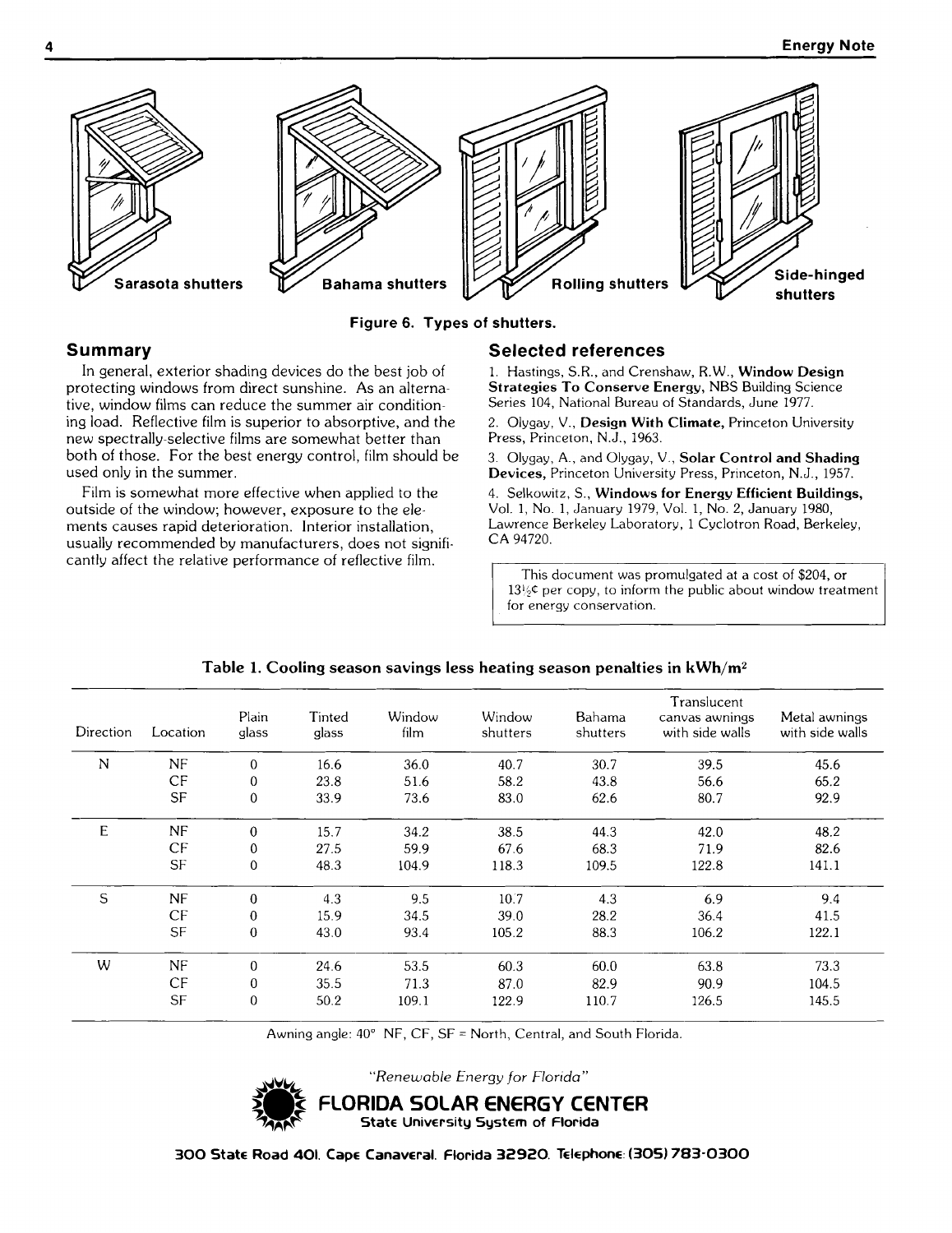Sarasota shutters

Bahama shutters

Rolling shutters

Side-hinged shutters

**Figure 6. Types of shutters.**

## Summary

In general, exterior shading devices do the best job of protecting windows from direct sunshine. As an alternative, window films can reduce the summer air conditioning load. Reflective film is superior to absorptive, and the new spectrally-selective films are somewhat better than both of those. For the best energy control, film should be used only in the summer.

Film is somewhat more effective when applied to the outside of the window; however, exposure to the elements causes rapid deterioration. Interior installation, usually recommended by manufacturers, does not significantly affect the relative performance of reflective film.

## Selected references

1. Hastings, S.R., and Crenshaw, R.W., **Window Design Strategies To Conserve Energy,** NBS Building Science Series 104, National Bureau of Standards, June 1977.
2. Olygay, V., **Design With Climate,** Princeton University Press, Princeton, N.J., 1963.
3. Olygay, A., and Olygay, V., **Solar Control and Shading Devices,** Princeton University Press, Princeton, N.J., 1957.
4. Selkowitz, S., **Windows for Energy Efficient Buildings,** Vol. 1, No. 1, January 1979, Vol. 1, No. 2, January 1980, Lawrence Berkeley Laboratory, 1 Cyclotron Road, Berkeley, CA 94720.

This document was promulgated at a cost of $204, or 13½¢ per copy, to inform the public about window treatment for energy conservation.

**Table 1. Cooling season savings less heating season penalties in kWh/m²**

| Direction | Location | Plain glass | Tinted glass | Window film | Window shutters | Bahama shutters | Translucent canvas awnings with side walls | Metal awnings with side walls |
|---|---|---|---|---|---|---|---|---|
| N | NF | 0 | 16.6 | 36.0 | 40.7 | 30.7 | 39.5 | 45.6 |
| | CF | 0 | 23.8 | 51.6 | 58.2 | 43.8 | 56.6 | 65.2 |
| | SF | 0 | 33.9 | 73.6 | 83.0 | 62.6 | 80.7 | 92.9 |
| E | NF | 0 | 15.7 | 34.2 | 38.5 | 44.3 | 42.0 | 48.2 |
| | CF | 0 | 27.5 | 59.9 | 67.6 | 68.3 | 71.9 | 82.6 |
| | SF | 0 | 48.3 | 104.9 | 118.3 | 109.5 | 122.8 | 141.1 |
| S | NF | 0 | 4.3 | 9.5 | 10.7 | 4.3 | 6.9 | 9.4 |
| | CF | 0 | 15.9 | 34.5 | 39.0 | 28.2 | 36.4 | 41.5 |
| | SF | 0 | 43.0 | 93.4 | 105.2 | 88.3 | 106.2 | 122.1 |
| W | NF | 0 | 24.6 | 53.5 | 60.3 | 60.0 | 63.8 | 73.3 |
| | CF | 0 | 35.5 | 71.3 | 87.0 | 82.9 | 90.9 | 104.5 |
| | SF | 0 | 50.2 | 109.1 | 122.9 | 110.7 | 126.5 | 145.5 |

Awning angle: 40° NF, CF, SF = North, Central, and South Florida.

*"Renewable Energy for Florida"*

**FLORIDA SOLAR ENERGY CENTER**

**State University System of Florida**

**300 State Road 401, Cape Canaveral, Florida 32920. Telephone: (305) 783-0300**